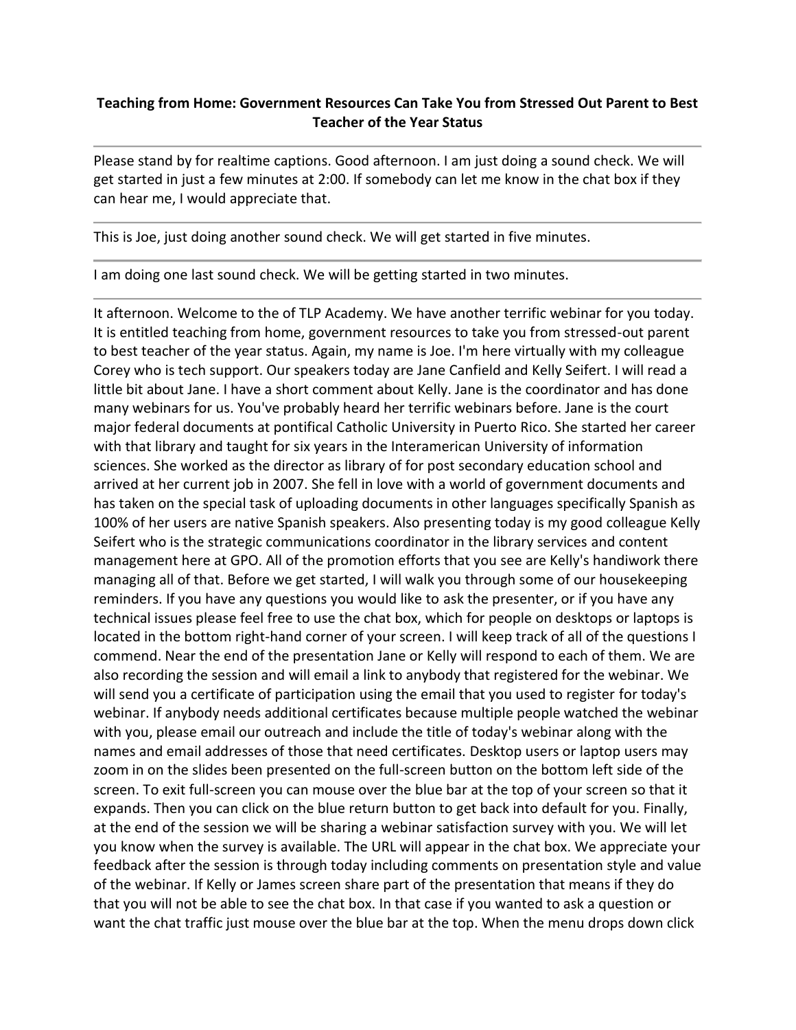**Teaching from Home: Government Resources Can Take You from Stressed Out Parent to Best Teacher of the Year Status**

---

Please stand by for realtime captions. Good afternoon. I am just doing a sound check. We will get started in just a few minutes at 2:00. If somebody can let me know in the chat box if they can hear me, I would appreciate that.

---

This is Joe, just doing another sound check. We will get started in five minutes.

---

I am doing one last sound check. We will be getting started in two minutes.

---

It afternoon. Welcome to the of TLP Academy. We have another terrific webinar for you today. It is entitled teaching from home, government resources to take you from stressed-out parent to best teacher of the year status. Again, my name is Joe. I'm here virtually with my colleague Corey who is tech support. Our speakers today are Jane Canfield and Kelly Seifert. I will read a little bit about Jane. I have a short comment about Kelly. Jane is the coordinator and has done many webinars for us. You've probably heard her terrific webinars before. Jane is the court major federal documents at pontifical Catholic University in Puerto Rico. She started her career with that library and taught for six years in the Interamerican University of information sciences. She worked as the director as library of for post secondary education school and arrived at her current job in 2007. She fell in love with a world of government documents and has taken on the special task of uploading documents in other languages specifically Spanish as 100% of her users are native Spanish speakers. Also presenting today is my good colleague Kelly Seifert who is the strategic communications coordinator in the library services and content management here at GPO. All of the promotion efforts that you see are Kelly's handiwork there managing all of that. Before we get started, I will walk you through some of our housekeeping reminders. If you have any questions you would like to ask the presenter, or if you have any technical issues please feel free to use the chat box, which for people on desktops or laptops is located in the bottom right-hand corner of your screen. I will keep track of all of the questions I commend. Near the end of the presentation Jane or Kelly will respond to each of them. We are also recording the session and will email a link to anybody that registered for the webinar. We will send you a certificate of participation using the email that you used to register for today's webinar. If anybody needs additional certificates because multiple people watched the webinar with you, please email our outreach and include the title of today's webinar along with the names and email addresses of those that need certificates. Desktop users or laptop users may zoom in on the slides been presented on the full-screen button on the bottom left side of the screen. To exit full-screen you can mouse over the blue bar at the top of your screen so that it expands. Then you can click on the blue return button to get back into default for you. Finally, at the end of the session we will be sharing a webinar satisfaction survey with you. We will let you know when the survey is available. The URL will appear in the chat box. We appreciate your feedback after the session is through today including comments on presentation style and value of the webinar. If Kelly or James screen share part of the presentation that means if they do that you will not be able to see the chat box. In that case if you wanted to ask a question or want the chat traffic just mouse over the blue bar at the top. When the menu drops down click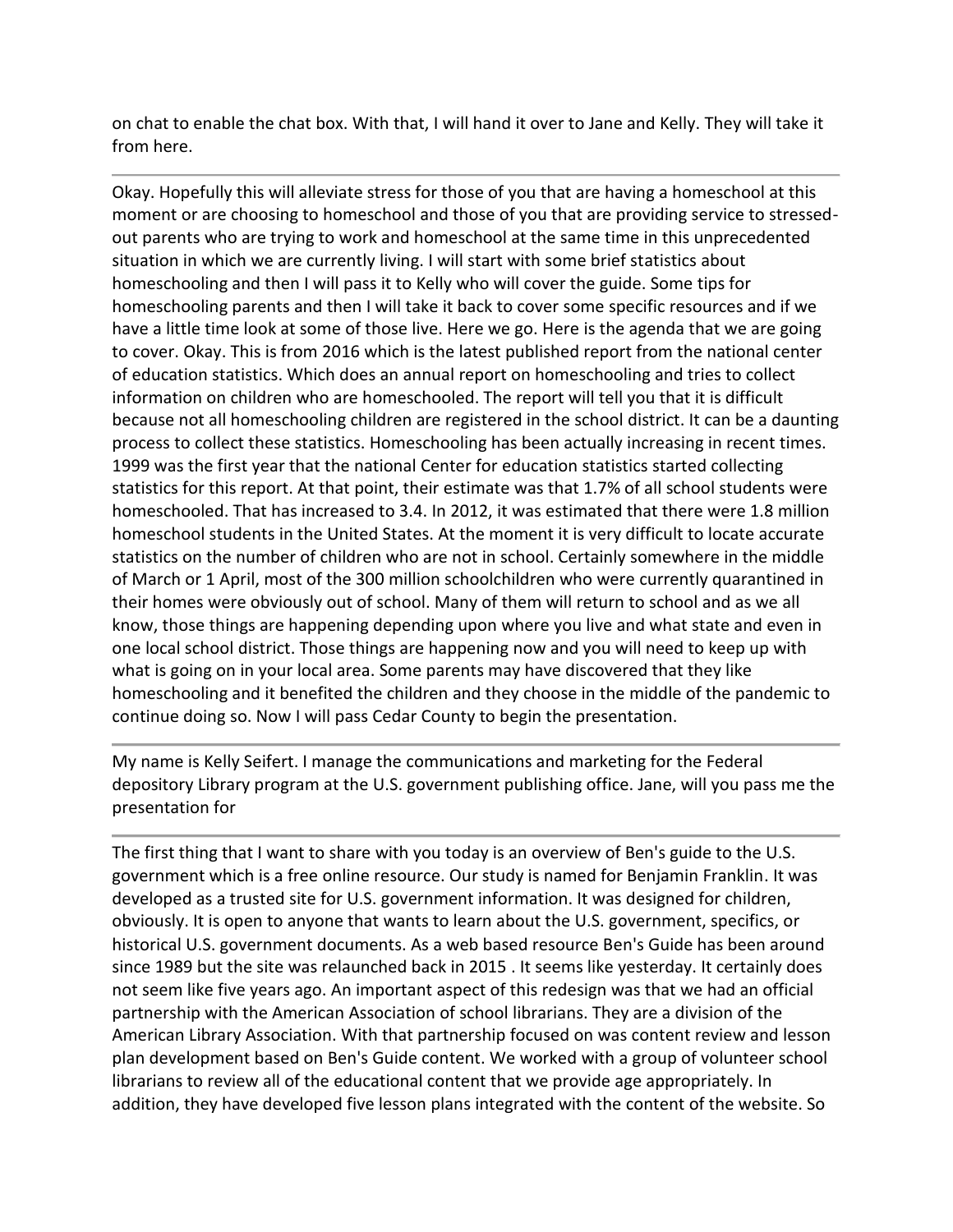on chat to enable the chat box. With that, I will hand it over to Jane and Kelly. They will take it from here.

---

Okay. Hopefully this will alleviate stress for those of you that are having a homeschool at this moment or are choosing to homeschool and those of you that are providing service to stressed-out parents who are trying to work and homeschool at the same time in this unprecedented situation in which we are currently living. I will start with some brief statistics about homeschooling and then I will pass it to Kelly who will cover the guide. Some tips for homeschooling parents and then I will take it back to cover some specific resources and if we have a little time look at some of those live. Here we go. Here is the agenda that we are going to cover. Okay. This is from 2016 which is the latest published report from the national center of education statistics. Which does an annual report on homeschooling and tries to collect information on children who are homeschooled. The report will tell you that it is difficult because not all homeschooling children are registered in the school district. It can be a daunting process to collect these statistics. Homeschooling has been actually increasing in recent times. 1999 was the first year that the national Center for education statistics started collecting statistics for this report. At that point, their estimate was that 1.7% of all school students were homeschooled. That has increased to 3.4. In 2012, it was estimated that there were 1.8 million homeschool students in the United States. At the moment it is very difficult to locate accurate statistics on the number of children who are not in school. Certainly somewhere in the middle of March or 1 April, most of the 300 million schoolchildren who were currently quarantined in their homes were obviously out of school. Many of them will return to school and as we all know, those things are happening depending upon where you live and what state and even in one local school district. Those things are happening now and you will need to keep up with what is going on in your local area. Some parents may have discovered that they like homeschooling and it benefited the children and they choose in the middle of the pandemic to continue doing so. Now I will pass Cedar County to begin the presentation.

---

My name is Kelly Seifert. I manage the communications and marketing for the Federal depository Library program at the U.S. government publishing office. Jane, will you pass me the presentation for

---

The first thing that I want to share with you today is an overview of Ben's guide to the U.S. government which is a free online resource. Our study is named for Benjamin Franklin. It was developed as a trusted site for U.S. government information. It was designed for children, obviously. It is open to anyone that wants to learn about the U.S. government, specifics, or historical U.S. government documents. As a web based resource Ben's Guide has been around since 1989 but the site was relaunched back in 2015 . It seems like yesterday. It certainly does not seem like five years ago. An important aspect of this redesign was that we had an official partnership with the American Association of school librarians. They are a division of the American Library Association. With that partnership focused on was content review and lesson plan development based on Ben's Guide content. We worked with a group of volunteer school librarians to review all of the educational content that we provide age appropriately. In addition, they have developed five lesson plans integrated with the content of the website. So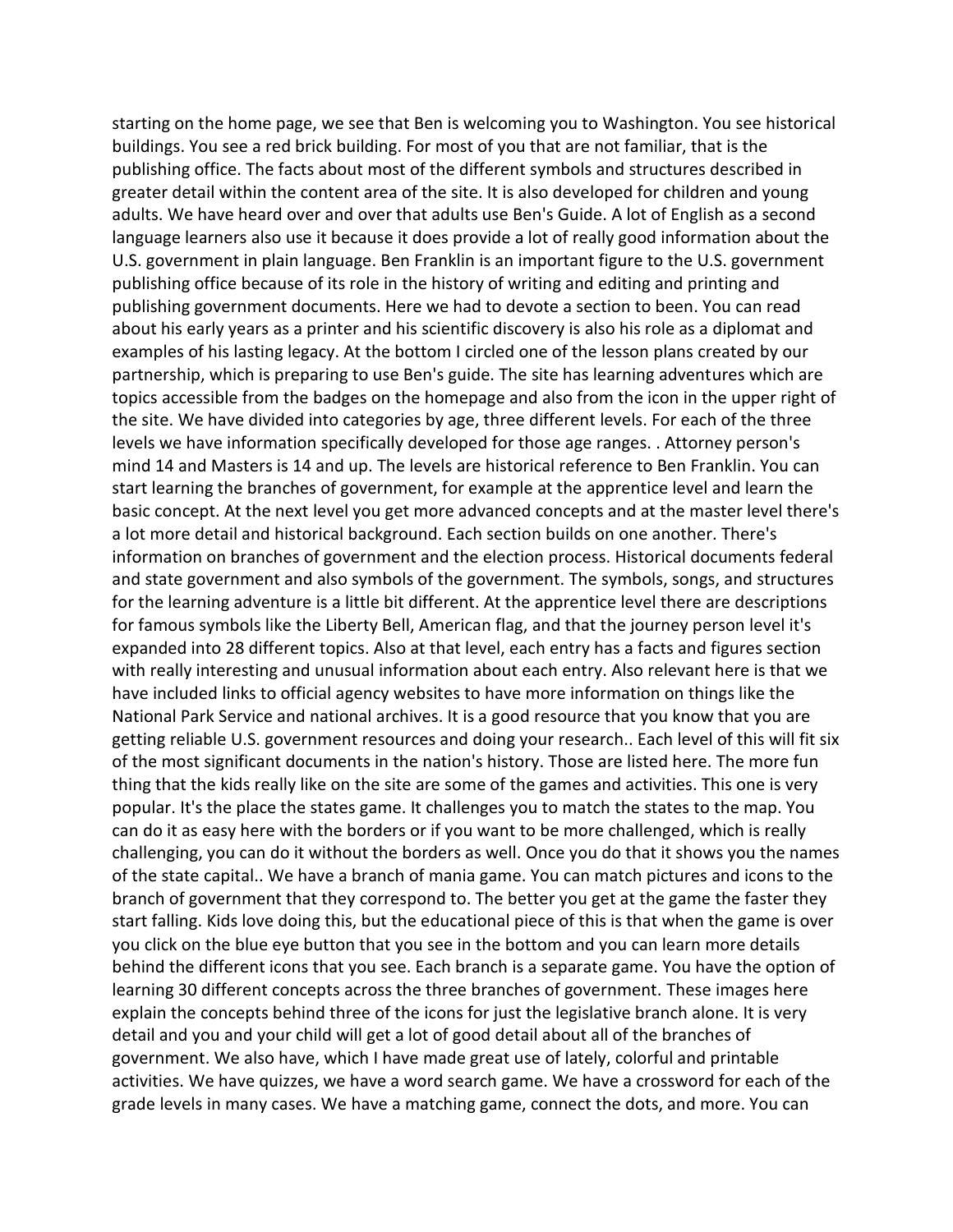starting on the home page, we see that Ben is welcoming you to Washington. You see historical buildings. You see a red brick building. For most of you that are not familiar, that is the publishing office. The facts about most of the different symbols and structures described in greater detail within the content area of the site. It is also developed for children and young adults. We have heard over and over that adults use Ben's Guide. A lot of English as a second language learners also use it because it does provide a lot of really good information about the U.S. government in plain language. Ben Franklin is an important figure to the U.S. government publishing office because of its role in the history of writing and editing and printing and publishing government documents. Here we had to devote a section to been. You can read about his early years as a printer and his scientific discovery is also his role as a diplomat and examples of his lasting legacy. At the bottom I circled one of the lesson plans created by our partnership, which is preparing to use Ben's guide. The site has learning adventures which are topics accessible from the badges on the homepage and also from the icon in the upper right of the site. We have divided into categories by age, three different levels. For each of the three levels we have information specifically developed for those age ranges. . Attorney person's mind 14 and Masters is 14 and up. The levels are historical reference to Ben Franklin. You can start learning the branches of government, for example at the apprentice level and learn the basic concept. At the next level you get more advanced concepts and at the master level there's a lot more detail and historical background. Each section builds on one another. There's information on branches of government and the election process. Historical documents federal and state government and also symbols of the government. The symbols, songs, and structures for the learning adventure is a little bit different. At the apprentice level there are descriptions for famous symbols like the Liberty Bell, American flag, and that the journey person level it's expanded into 28 different topics. Also at that level, each entry has a facts and figures section with really interesting and unusual information about each entry. Also relevant here is that we have included links to official agency websites to have more information on things like the National Park Service and national archives. It is a good resource that you know that you are getting reliable U.S. government resources and doing your research.. Each level of this will fit six of the most significant documents in the nation's history. Those are listed here. The more fun thing that the kids really like on the site are some of the games and activities. This one is very popular. It's the place the states game. It challenges you to match the states to the map. You can do it as easy here with the borders or if you want to be more challenged, which is really challenging, you can do it without the borders as well. Once you do that it shows you the names of the state capital.. We have a branch of mania game. You can match pictures and icons to the branch of government that they correspond to. The better you get at the game the faster they start falling. Kids love doing this, but the educational piece of this is that when the game is over you click on the blue eye button that you see in the bottom and you can learn more details behind the different icons that you see. Each branch is a separate game. You have the option of learning 30 different concepts across the three branches of government. These images here explain the concepts behind three of the icons for just the legislative branch alone. It is very detail and you and your child will get a lot of good detail about all of the branches of government. We also have, which I have made great use of lately, colorful and printable activities. We have quizzes, we have a word search game. We have a crossword for each of the grade levels in many cases. We have a matching game, connect the dots, and more. You can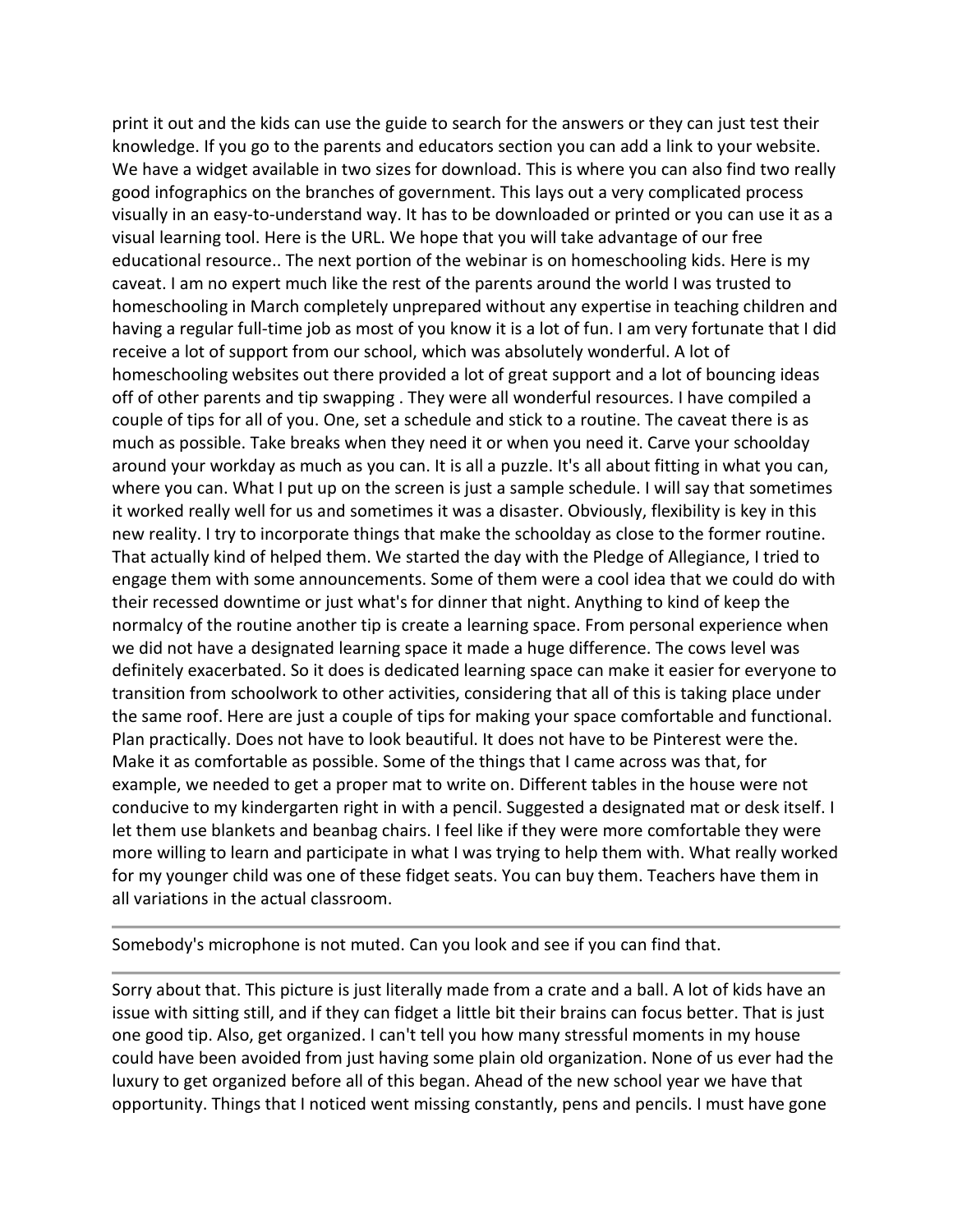print it out and the kids can use the guide to search for the answers or they can just test their knowledge. If you go to the parents and educators section you can add a link to your website. We have a widget available in two sizes for download. This is where you can also find two really good infographics on the branches of government. This lays out a very complicated process visually in an easy-to-understand way. It has to be downloaded or printed or you can use it as a visual learning tool. Here is the URL. We hope that you will take advantage of our free educational resource.. The next portion of the webinar is on homeschooling kids. Here is my caveat. I am no expert much like the rest of the parents around the world I was trusted to homeschooling in March completely unprepared without any expertise in teaching children and having a regular full-time job as most of you know it is a lot of fun. I am very fortunate that I did receive a lot of support from our school, which was absolutely wonderful. A lot of homeschooling websites out there provided a lot of great support and a lot of bouncing ideas off of other parents and tip swapping . They were all wonderful resources. I have compiled a couple of tips for all of you. One, set a schedule and stick to a routine. The caveat there is as much as possible. Take breaks when they need it or when you need it. Carve your schoolday around your workday as much as you can. It is all a puzzle. It's all about fitting in what you can, where you can. What I put up on the screen is just a sample schedule. I will say that sometimes it worked really well for us and sometimes it was a disaster. Obviously, flexibility is key in this new reality. I try to incorporate things that make the schoolday as close to the former routine. That actually kind of helped them. We started the day with the Pledge of Allegiance, I tried to engage them with some announcements. Some of them were a cool idea that we could do with their recessed downtime or just what's for dinner that night. Anything to kind of keep the normalcy of the routine another tip is create a learning space. From personal experience when we did not have a designated learning space it made a huge difference. The cows level was definitely exacerbated. So it does is dedicated learning space can make it easier for everyone to transition from schoolwork to other activities, considering that all of this is taking place under the same roof. Here are just a couple of tips for making your space comfortable and functional. Plan practically. Does not have to look beautiful. It does not have to be Pinterest were the. Make it as comfortable as possible. Some of the things that I came across was that, for example, we needed to get a proper mat to write on. Different tables in the house were not conducive to my kindergarten right in with a pencil. Suggested a designated mat or desk itself. I let them use blankets and beanbag chairs. I feel like if they were more comfortable they were more willing to learn and participate in what I was trying to help them with. What really worked for my younger child was one of these fidget seats. You can buy them. Teachers have them in all variations in the actual classroom.

---

Somebody's microphone is not muted. Can you look and see if you can find that.

---

Sorry about that. This picture is just literally made from a crate and a ball. A lot of kids have an issue with sitting still, and if they can fidget a little bit their brains can focus better. That is just one good tip. Also, get organized. I can't tell you how many stressful moments in my house could have been avoided from just having some plain old organization. None of us ever had the luxury to get organized before all of this began. Ahead of the new school year we have that opportunity. Things that I noticed went missing constantly, pens and pencils. I must have gone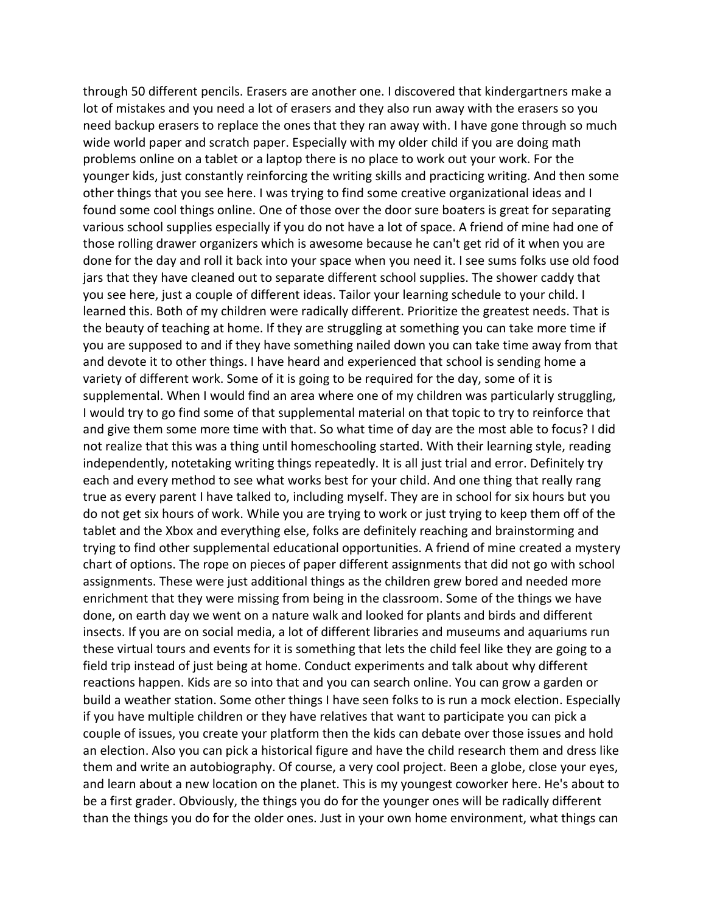through 50 different pencils. Erasers are another one. I discovered that kindergartners make a lot of mistakes and you need a lot of erasers and they also run away with the erasers so you need backup erasers to replace the ones that they ran away with. I have gone through so much wide world paper and scratch paper. Especially with my older child if you are doing math problems online on a tablet or a laptop there is no place to work out your work. For the younger kids, just constantly reinforcing the writing skills and practicing writing. And then some other things that you see here. I was trying to find some creative organizational ideas and I found some cool things online. One of those over the door sure boaters is great for separating various school supplies especially if you do not have a lot of space. A friend of mine had one of those rolling drawer organizers which is awesome because he can't get rid of it when you are done for the day and roll it back into your space when you need it. I see sums folks use old food jars that they have cleaned out to separate different school supplies. The shower caddy that you see here, just a couple of different ideas. Tailor your learning schedule to your child. I learned this. Both of my children were radically different. Prioritize the greatest needs. That is the beauty of teaching at home. If they are struggling at something you can take more time if you are supposed to and if they have something nailed down you can take time away from that and devote it to other things. I have heard and experienced that school is sending home a variety of different work. Some of it is going to be required for the day, some of it is supplemental. When I would find an area where one of my children was particularly struggling, I would try to go find some of that supplemental material on that topic to try to reinforce that and give them some more time with that. So what time of day are the most able to focus? I did not realize that this was a thing until homeschooling started. With their learning style, reading independently, notetaking writing things repeatedly. It is all just trial and error. Definitely try each and every method to see what works best for your child. And one thing that really rang true as every parent I have talked to, including myself. They are in school for six hours but you do not get six hours of work. While you are trying to work or just trying to keep them off of the tablet and the Xbox and everything else, folks are definitely reaching and brainstorming and trying to find other supplemental educational opportunities. A friend of mine created a mystery chart of options. The rope on pieces of paper different assignments that did not go with school assignments. These were just additional things as the children grew bored and needed more enrichment that they were missing from being in the classroom. Some of the things we have done, on earth day we went on a nature walk and looked for plants and birds and different insects. If you are on social media, a lot of different libraries and museums and aquariums run these virtual tours and events for it is something that lets the child feel like they are going to a field trip instead of just being at home. Conduct experiments and talk about why different reactions happen. Kids are so into that and you can search online. You can grow a garden or build a weather station. Some other things I have seen folks to is run a mock election. Especially if you have multiple children or they have relatives that want to participate you can pick a couple of issues, you create your platform then the kids can debate over those issues and hold an election. Also you can pick a historical figure and have the child research them and dress like them and write an autobiography. Of course, a very cool project. Been a globe, close your eyes, and learn about a new location on the planet. This is my youngest coworker here. He's about to be a first grader. Obviously, the things you do for the younger ones will be radically different than the things you do for the older ones. Just in your own home environment, what things can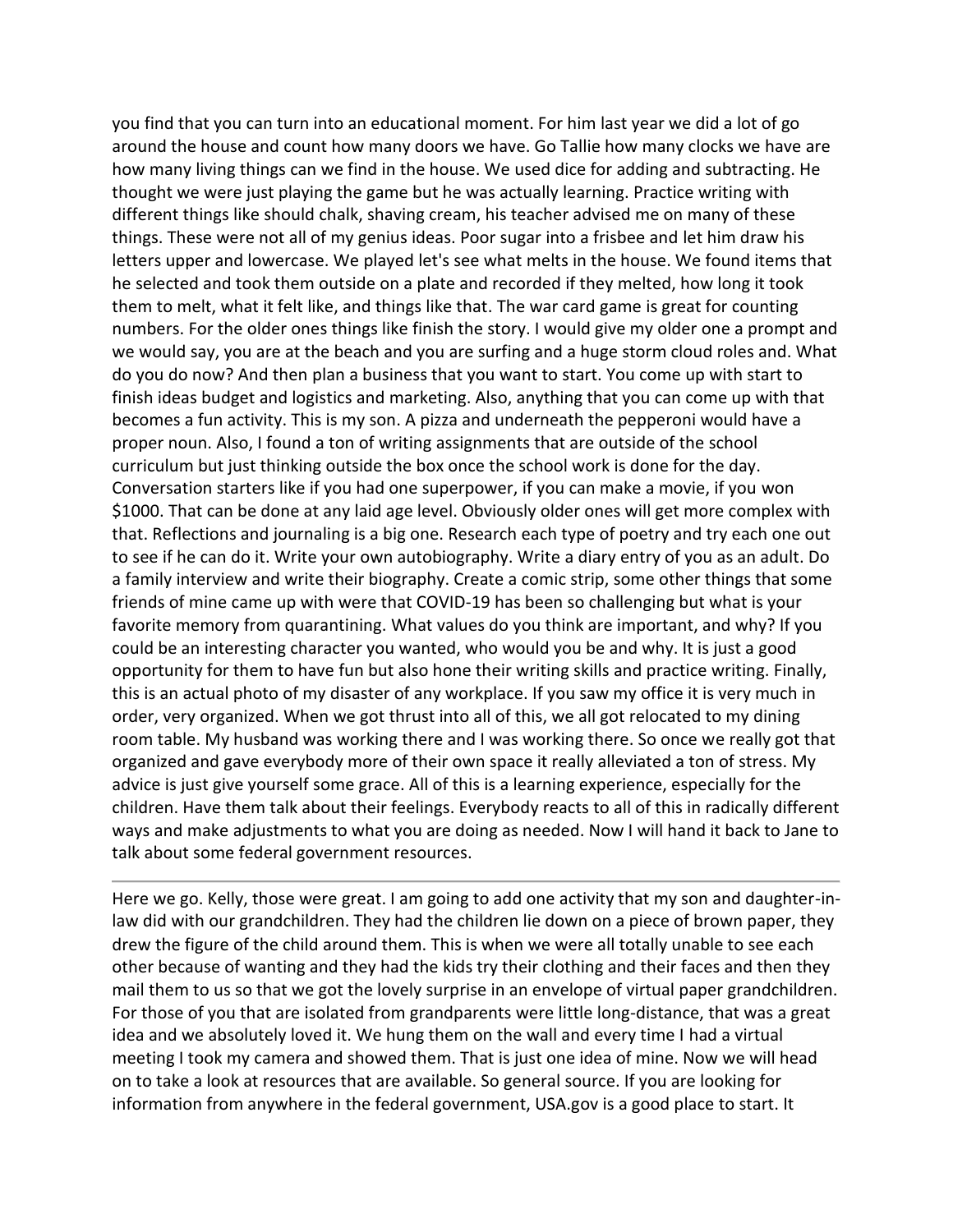you find that you can turn into an educational moment. For him last year we did a lot of go around the house and count how many doors we have. Go Tallie how many clocks we have are how many living things can we find in the house. We used dice for adding and subtracting. He thought we were just playing the game but he was actually learning. Practice writing with different things like should chalk, shaving cream, his teacher advised me on many of these things. These were not all of my genius ideas. Poor sugar into a frisbee and let him draw his letters upper and lowercase. We played let's see what melts in the house. We found items that he selected and took them outside on a plate and recorded if they melted, how long it took them to melt, what it felt like, and things like that. The war card game is great for counting numbers. For the older ones things like finish the story. I would give my older one a prompt and we would say, you are at the beach and you are surfing and a huge storm cloud roles and. What do you do now? And then plan a business that you want to start. You come up with start to finish ideas budget and logistics and marketing. Also, anything that you can come up with that becomes a fun activity. This is my son. A pizza and underneath the pepperoni would have a proper noun. Also, I found a ton of writing assignments that are outside of the school curriculum but just thinking outside the box once the school work is done for the day. Conversation starters like if you had one superpower, if you can make a movie, if you won $1000. That can be done at any laid age level. Obviously older ones will get more complex with that. Reflections and journaling is a big one. Research each type of poetry and try each one out to see if he can do it. Write your own autobiography. Write a diary entry of you as an adult. Do a family interview and write their biography. Create a comic strip, some other things that some friends of mine came up with were that COVID-19 has been so challenging but what is your favorite memory from quarantining. What values do you think are important, and why? If you could be an interesting character you wanted, who would you be and why. It is just a good opportunity for them to have fun but also hone their writing skills and practice writing. Finally, this is an actual photo of my disaster of any workplace. If you saw my office it is very much in order, very organized. When we got thrust into all of this, we all got relocated to my dining room table. My husband was working there and I was working there. So once we really got that organized and gave everybody more of their own space it really alleviated a ton of stress. My advice is just give yourself some grace. All of this is a learning experience, especially for the children. Have them talk about their feelings. Everybody reacts to all of this in radically different ways and make adjustments to what you are doing as needed. Now I will hand it back to Jane to talk about some federal government resources.

---

Here we go. Kelly, those were great. I am going to add one activity that my son and daughter-in-law did with our grandchildren. They had the children lie down on a piece of brown paper, they drew the figure of the child around them. This is when we were all totally unable to see each other because of wanting and they had the kids try their clothing and their faces and then they mail them to us so that we got the lovely surprise in an envelope of virtual paper grandchildren. For those of you that are isolated from grandparents were little long-distance, that was a great idea and we absolutely loved it. We hung them on the wall and every time I had a virtual meeting I took my camera and showed them. That is just one idea of mine. Now we will head on to take a look at resources that are available. So general source. If you are looking for information from anywhere in the federal government, USA.gov is a good place to start. It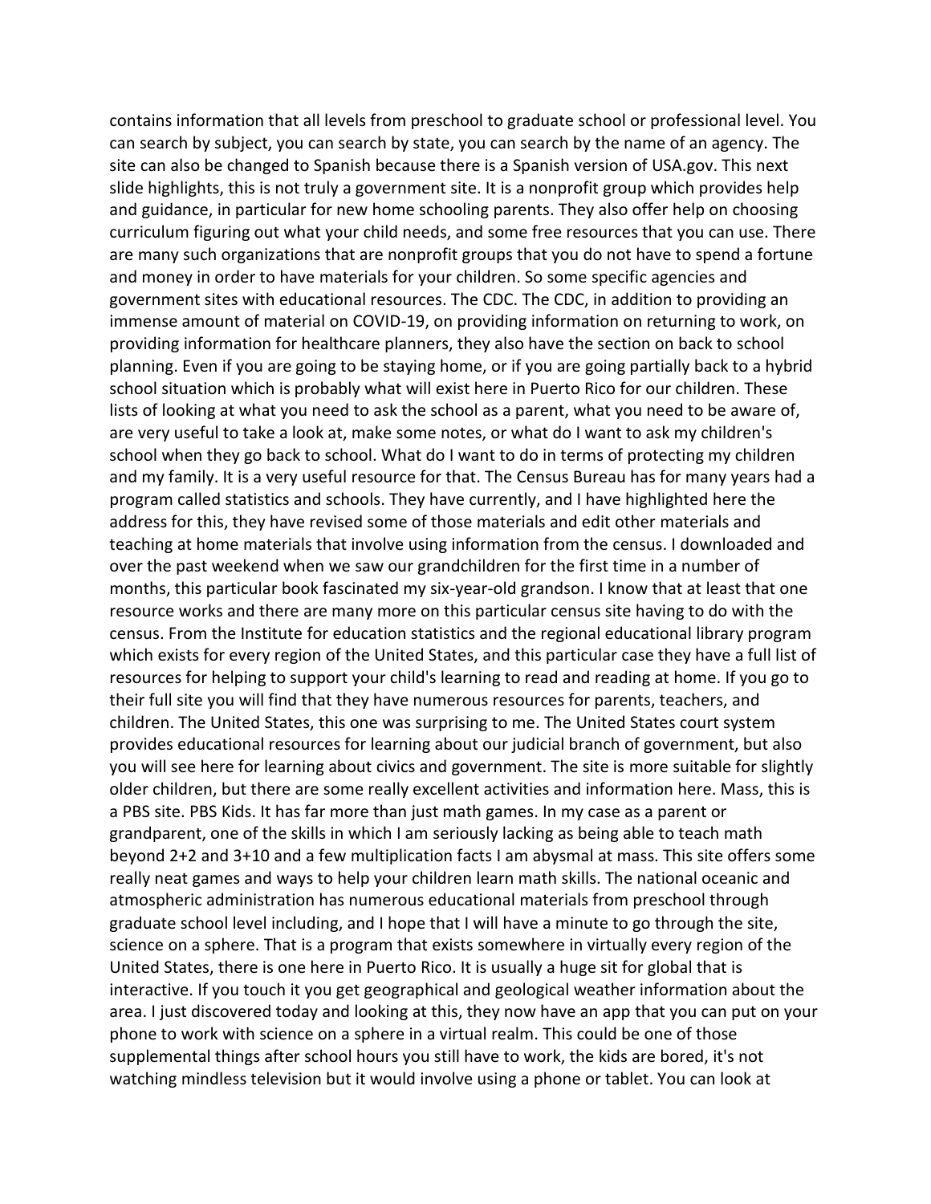contains information that all levels from preschool to graduate school or professional level. You can search by subject, you can search by state, you can search by the name of an agency. The site can also be changed to Spanish because there is a Spanish version of USA.gov. This next slide highlights, this is not truly a government site. It is a nonprofit group which provides help and guidance, in particular for new home schooling parents. They also offer help on choosing curriculum figuring out what your child needs, and some free resources that you can use. There are many such organizations that are nonprofit groups that you do not have to spend a fortune and money in order to have materials for your children. So some specific agencies and government sites with educational resources. The CDC. The CDC, in addition to providing an immense amount of material on COVID-19, on providing information on returning to work, on providing information for healthcare planners, they also have the section on back to school planning. Even if you are going to be staying home, or if you are going partially back to a hybrid school situation which is probably what will exist here in Puerto Rico for our children. These lists of looking at what you need to ask the school as a parent, what you need to be aware of, are very useful to take a look at, make some notes, or what do I want to ask my children's school when they go back to school. What do I want to do in terms of protecting my children and my family. It is a very useful resource for that. The Census Bureau has for many years had a program called statistics and schools. They have currently, and I have highlighted here the address for this, they have revised some of those materials and edit other materials and teaching at home materials that involve using information from the census. I downloaded and over the past weekend when we saw our grandchildren for the first time in a number of months, this particular book fascinated my six-year-old grandson. I know that at least that one resource works and there are many more on this particular census site having to do with the census. From the Institute for education statistics and the regional educational library program which exists for every region of the United States, and this particular case they have a full list of resources for helping to support your child's learning to read and reading at home. If you go to their full site you will find that they have numerous resources for parents, teachers, and children. The United States, this one was surprising to me. The United States court system provides educational resources for learning about our judicial branch of government, but also you will see here for learning about civics and government. The site is more suitable for slightly older children, but there are some really excellent activities and information here. Mass, this is a PBS site. PBS Kids. It has far more than just math games. In my case as a parent or grandparent, one of the skills in which I am seriously lacking as being able to teach math beyond 2+2 and 3+10 and a few multiplication facts I am abysmal at mass. This site offers some really neat games and ways to help your children learn math skills. The national oceanic and atmospheric administration has numerous educational materials from preschool through graduate school level including, and I hope that I will have a minute to go through the site, science on a sphere. That is a program that exists somewhere in virtually every region of the United States, there is one here in Puerto Rico. It is usually a huge sit for global that is interactive. If you touch it you get geographical and geological weather information about the area. I just discovered today and looking at this, they now have an app that you can put on your phone to work with science on a sphere in a virtual realm. This could be one of those supplemental things after school hours you still have to work, the kids are bored, it's not watching mindless television but it would involve using a phone or tablet. You can look at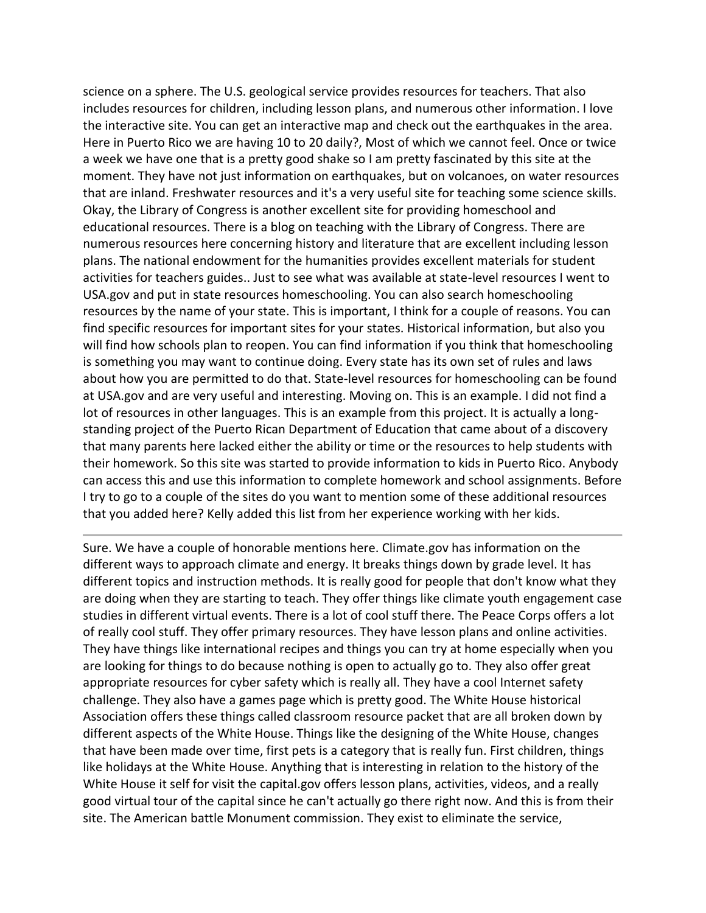science on a sphere. The U.S. geological service provides resources for teachers. That also includes resources for children, including lesson plans, and numerous other information. I love the interactive site. You can get an interactive map and check out the earthquakes in the area. Here in Puerto Rico we are having 10 to 20 daily?, Most of which we cannot feel. Once or twice a week we have one that is a pretty good shake so I am pretty fascinated by this site at the moment. They have not just information on earthquakes, but on volcanoes, on water resources that are inland. Freshwater resources and it's a very useful site for teaching some science skills. Okay, the Library of Congress is another excellent site for providing homeschool and educational resources. There is a blog on teaching with the Library of Congress. There are numerous resources here concerning history and literature that are excellent including lesson plans. The national endowment for the humanities provides excellent materials for student activities for teachers guides.. Just to see what was available at state-level resources I went to USA.gov and put in state resources homeschooling. You can also search homeschooling resources by the name of your state. This is important, I think for a couple of reasons. You can find specific resources for important sites for your states. Historical information, but also you will find how schools plan to reopen. You can find information if you think that homeschooling is something you may want to continue doing. Every state has its own set of rules and laws about how you are permitted to do that. State-level resources for homeschooling can be found at USA.gov and are very useful and interesting. Moving on. This is an example. I did not find a lot of resources in other languages. This is an example from this project. It is actually a long-standing project of the Puerto Rican Department of Education that came about of a discovery that many parents here lacked either the ability or time or the resources to help students with their homework. So this site was started to provide information to kids in Puerto Rico. Anybody can access this and use this information to complete homework and school assignments. Before I try to go to a couple of the sites do you want to mention some of these additional resources that you added here? Kelly added this list from her experience working with her kids.

---

Sure. We have a couple of honorable mentions here. Climate.gov has information on the different ways to approach climate and energy. It breaks things down by grade level. It has different topics and instruction methods. It is really good for people that don't know what they are doing when they are starting to teach. They offer things like climate youth engagement case studies in different virtual events. There is a lot of cool stuff there. The Peace Corps offers a lot of really cool stuff. They offer primary resources. They have lesson plans and online activities. They have things like international recipes and things you can try at home especially when you are looking for things to do because nothing is open to actually go to. They also offer great appropriate resources for cyber safety which is really all. They have a cool Internet safety challenge. They also have a games page which is pretty good. The White House historical Association offers these things called classroom resource packet that are all broken down by different aspects of the White House. Things like the designing of the White House, changes that have been made over time, first pets is a category that is really fun. First children, things like holidays at the White House. Anything that is interesting in relation to the history of the White House it self for visit the capital.gov offers lesson plans, activities, videos, and a really good virtual tour of the capital since he can't actually go there right now. And this is from their site. The American battle Monument commission. They exist to eliminate the service,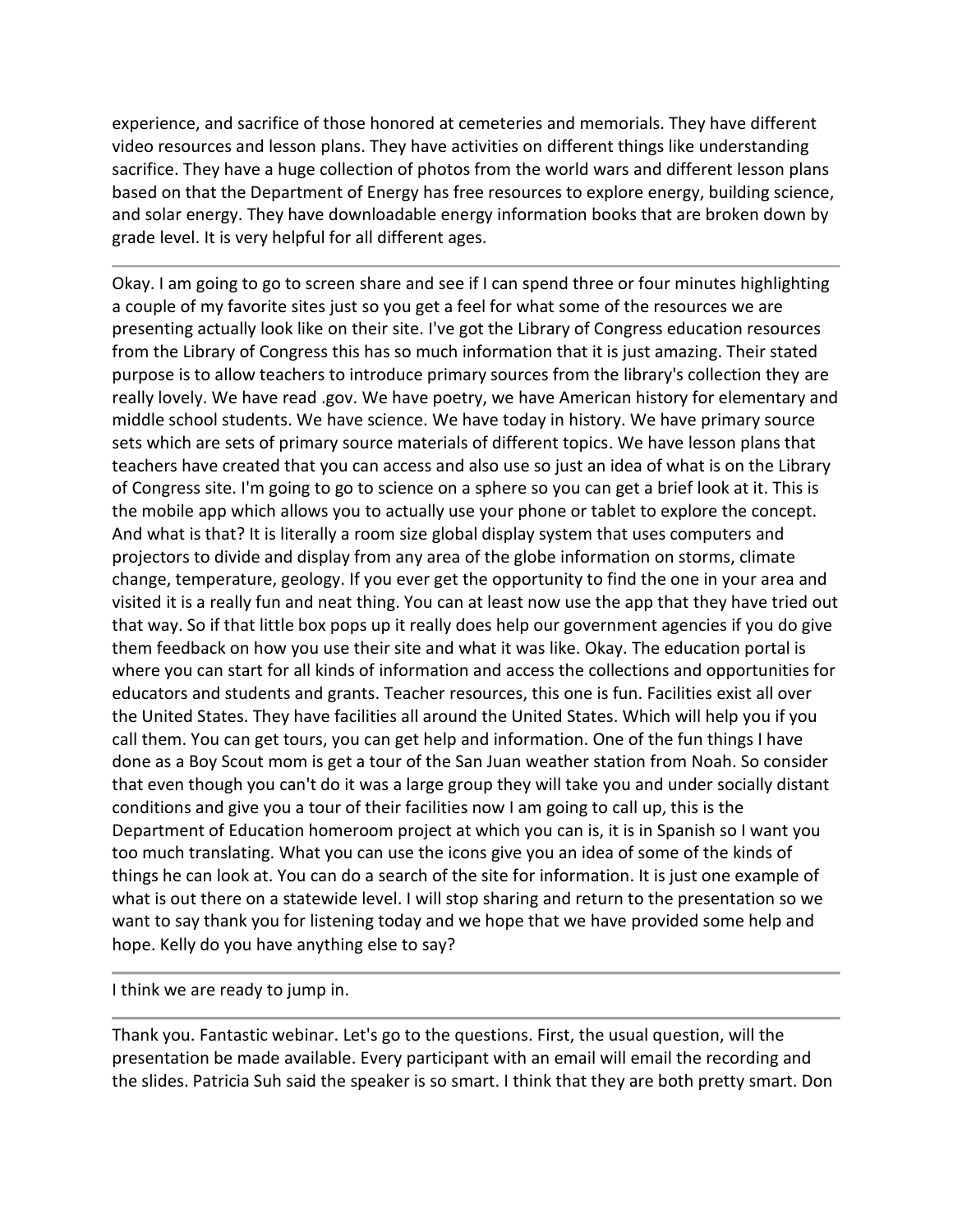experience, and sacrifice of those honored at cemeteries and memorials. They have different video resources and lesson plans. They have activities on different things like understanding sacrifice. They have a huge collection of photos from the world wars and different lesson plans based on that the Department of Energy has free resources to explore energy, building science, and solar energy. They have downloadable energy information books that are broken down by grade level. It is very helpful for all different ages.

---

Okay. I am going to go to screen share and see if I can spend three or four minutes highlighting a couple of my favorite sites just so you get a feel for what some of the resources we are presenting actually look like on their site. I've got the Library of Congress education resources from the Library of Congress this has so much information that it is just amazing. Their stated purpose is to allow teachers to introduce primary sources from the library's collection they are really lovely. We have read .gov. We have poetry, we have American history for elementary and middle school students. We have science. We have today in history. We have primary source sets which are sets of primary source materials of different topics. We have lesson plans that teachers have created that you can access and also use so just an idea of what is on the Library of Congress site. I'm going to go to science on a sphere so you can get a brief look at it. This is the mobile app which allows you to actually use your phone or tablet to explore the concept. And what is that? It is literally a room size global display system that uses computers and projectors to divide and display from any area of the globe information on storms, climate change, temperature, geology. If you ever get the opportunity to find the one in your area and visited it is a really fun and neat thing. You can at least now use the app that they have tried out that way. So if that little box pops up it really does help our government agencies if you do give them feedback on how you use their site and what it was like. Okay. The education portal is where you can start for all kinds of information and access the collections and opportunities for educators and students and grants. Teacher resources, this one is fun. Facilities exist all over the United States. They have facilities all around the United States. Which will help you if you call them. You can get tours, you can get help and information. One of the fun things I have done as a Boy Scout mom is get a tour of the San Juan weather station from Noah. So consider that even though you can't do it was a large group they will take you and under socially distant conditions and give you a tour of their facilities now I am going to call up, this is the Department of Education homeroom project at which you can is, it is in Spanish so I want you too much translating. What you can use the icons give you an idea of some of the kinds of things he can look at. You can do a search of the site for information. It is just one example of what is out there on a statewide level. I will stop sharing and return to the presentation so we want to say thank you for listening today and we hope that we have provided some help and hope. Kelly do you have anything else to say?

---

I think we are ready to jump in.

---

Thank you. Fantastic webinar. Let's go to the questions. First, the usual question, will the presentation be made available. Every participant with an email will email the recording and the slides. Patricia Suh said the speaker is so smart. I think that they are both pretty smart. Don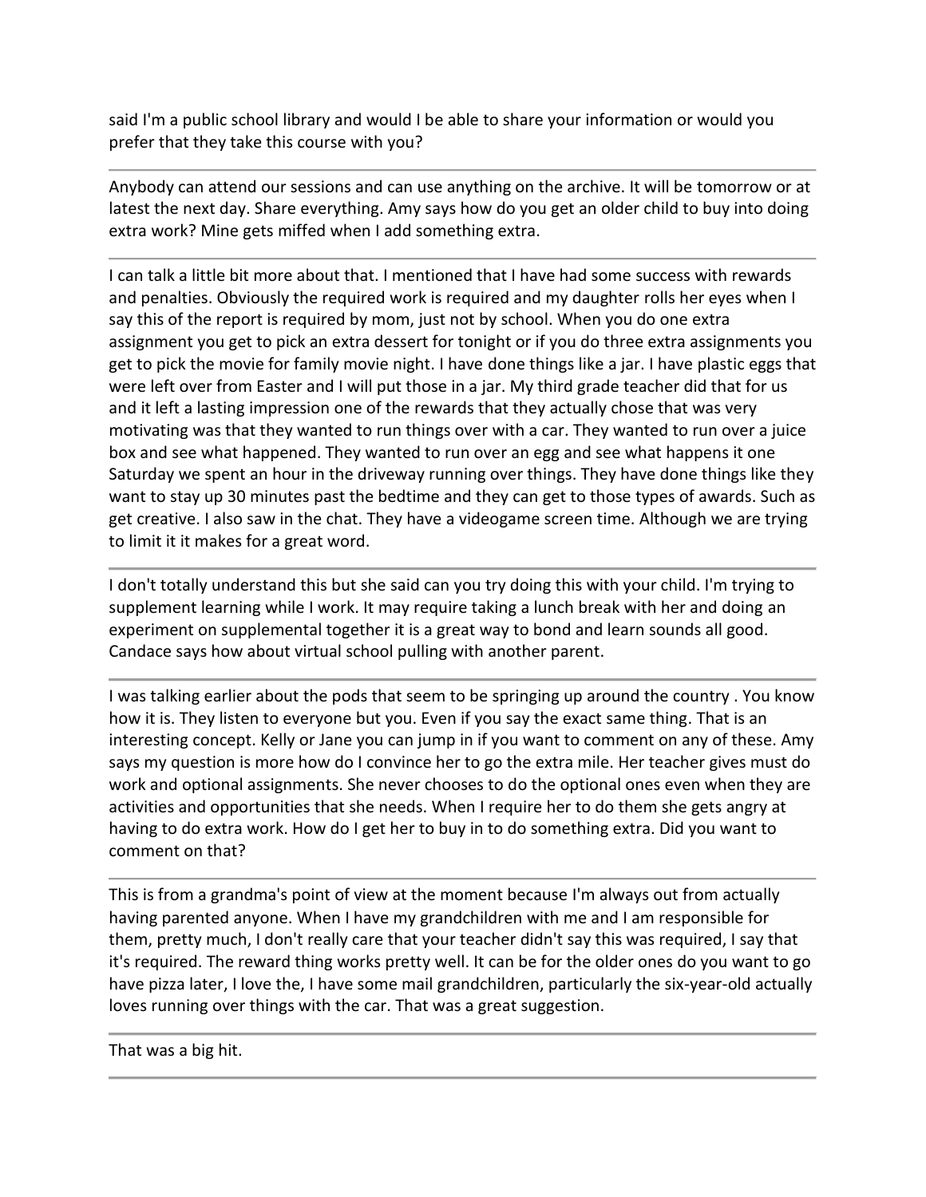said I'm a public school library and would I be able to share your information or would you prefer that they take this course with you?

---

Anybody can attend our sessions and can use anything on the archive. It will be tomorrow or at latest the next day. Share everything. Amy says how do you get an older child to buy into doing extra work? Mine gets miffed when I add something extra.

---

I can talk a little bit more about that. I mentioned that I have had some success with rewards and penalties. Obviously the required work is required and my daughter rolls her eyes when I say this of the report is required by mom, just not by school. When you do one extra assignment you get to pick an extra dessert for tonight or if you do three extra assignments you get to pick the movie for family movie night. I have done things like a jar. I have plastic eggs that were left over from Easter and I will put those in a jar. My third grade teacher did that for us and it left a lasting impression one of the rewards that they actually chose that was very motivating was that they wanted to run things over with a car. They wanted to run over a juice box and see what happened. They wanted to run over an egg and see what happens it one Saturday we spent an hour in the driveway running over things. They have done things like they want to stay up 30 minutes past the bedtime and they can get to those types of awards. Such as get creative. I also saw in the chat. They have a videogame screen time. Although we are trying to limit it it makes for a great word.

---

I don't totally understand this but she said can you try doing this with your child. I'm trying to supplement learning while I work. It may require taking a lunch break with her and doing an experiment on supplemental together it is a great way to bond and learn sounds all good. Candace says how about virtual school pulling with another parent.

---

I was talking earlier about the pods that seem to be springing up around the country . You know how it is. They listen to everyone but you. Even if you say the exact same thing. That is an interesting concept. Kelly or Jane you can jump in if you want to comment on any of these. Amy says my question is more how do I convince her to go the extra mile. Her teacher gives must do work and optional assignments. She never chooses to do the optional ones even when they are activities and opportunities that she needs. When I require her to do them she gets angry at having to do extra work. How do I get her to buy in to do something extra. Did you want to comment on that?

---

This is from a grandma's point of view at the moment because I'm always out from actually having parented anyone. When I have my grandchildren with me and I am responsible for them, pretty much, I don't really care that your teacher didn't say this was required, I say that it's required. The reward thing works pretty well. It can be for the older ones do you want to go have pizza later, I love the, I have some mail grandchildren, particularly the six-year-old actually loves running over things with the car. That was a great suggestion.

---

That was a big hit.

---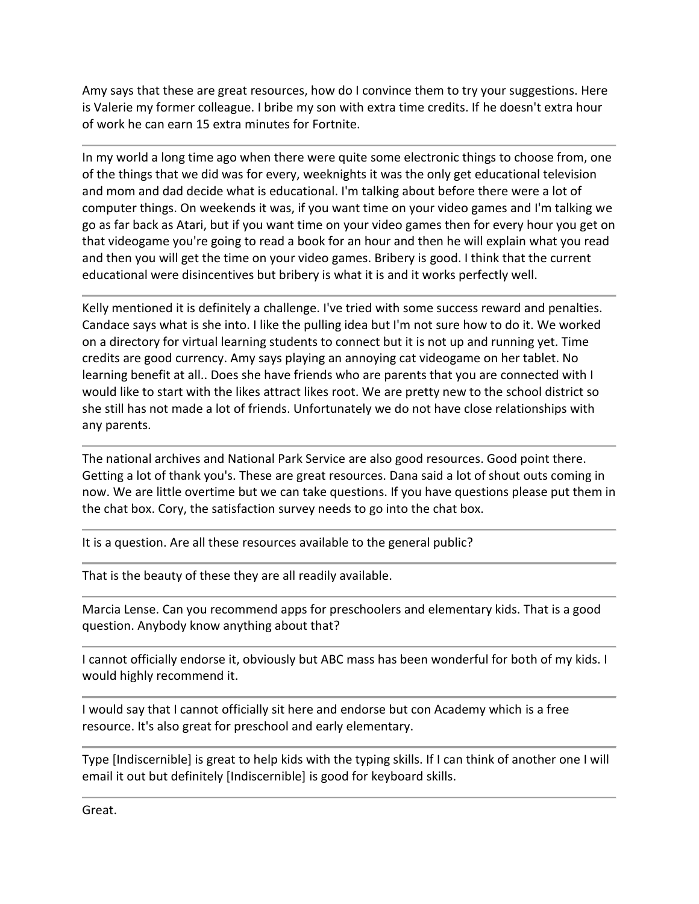Amy says that these are great resources, how do I convince them to try your suggestions. Here is Valerie my former colleague. I bribe my son with extra time credits. If he doesn't extra hour of work he can earn 15 extra minutes for Fortnite.

---

In my world a long time ago when there were quite some electronic things to choose from, one of the things that we did was for every, weeknights it was the only get educational television and mom and dad decide what is educational. I'm talking about before there were a lot of computer things. On weekends it was, if you want time on your video games and I'm talking we go as far back as Atari, but if you want time on your video games then for every hour you get on that videogame you're going to read a book for an hour and then he will explain what you read and then you will get the time on your video games. Bribery is good. I think that the current educational were disincentives but bribery is what it is and it works perfectly well.

---

Kelly mentioned it is definitely a challenge. I've tried with some success reward and penalties. Candace says what is she into. I like the pulling idea but I'm not sure how to do it. We worked on a directory for virtual learning students to connect but it is not up and running yet. Time credits are good currency. Amy says playing an annoying cat videogame on her tablet. No learning benefit at all.. Does she have friends who are parents that you are connected with I would like to start with the likes attract likes root. We are pretty new to the school district so she still has not made a lot of friends. Unfortunately we do not have close relationships with any parents.

---

The national archives and National Park Service are also good resources. Good point there. Getting a lot of thank you's. These are great resources. Dana said a lot of shout outs coming in now. We are little overtime but we can take questions. If you have questions please put them in the chat box. Cory, the satisfaction survey needs to go into the chat box.

---

It is a question. Are all these resources available to the general public?

---

That is the beauty of these they are all readily available.

---

Marcia Lense. Can you recommend apps for preschoolers and elementary kids. That is a good question. Anybody know anything about that?

---

I cannot officially endorse it, obviously but ABC mass has been wonderful for both of my kids. I would highly recommend it.

---

I would say that I cannot officially sit here and endorse but con Academy which is a free resource. It's also great for preschool and early elementary.

---

Type [Indiscernible] is great to help kids with the typing skills. If I can think of another one I will email it out but definitely [Indiscernible] is good for keyboard skills.

---

Great.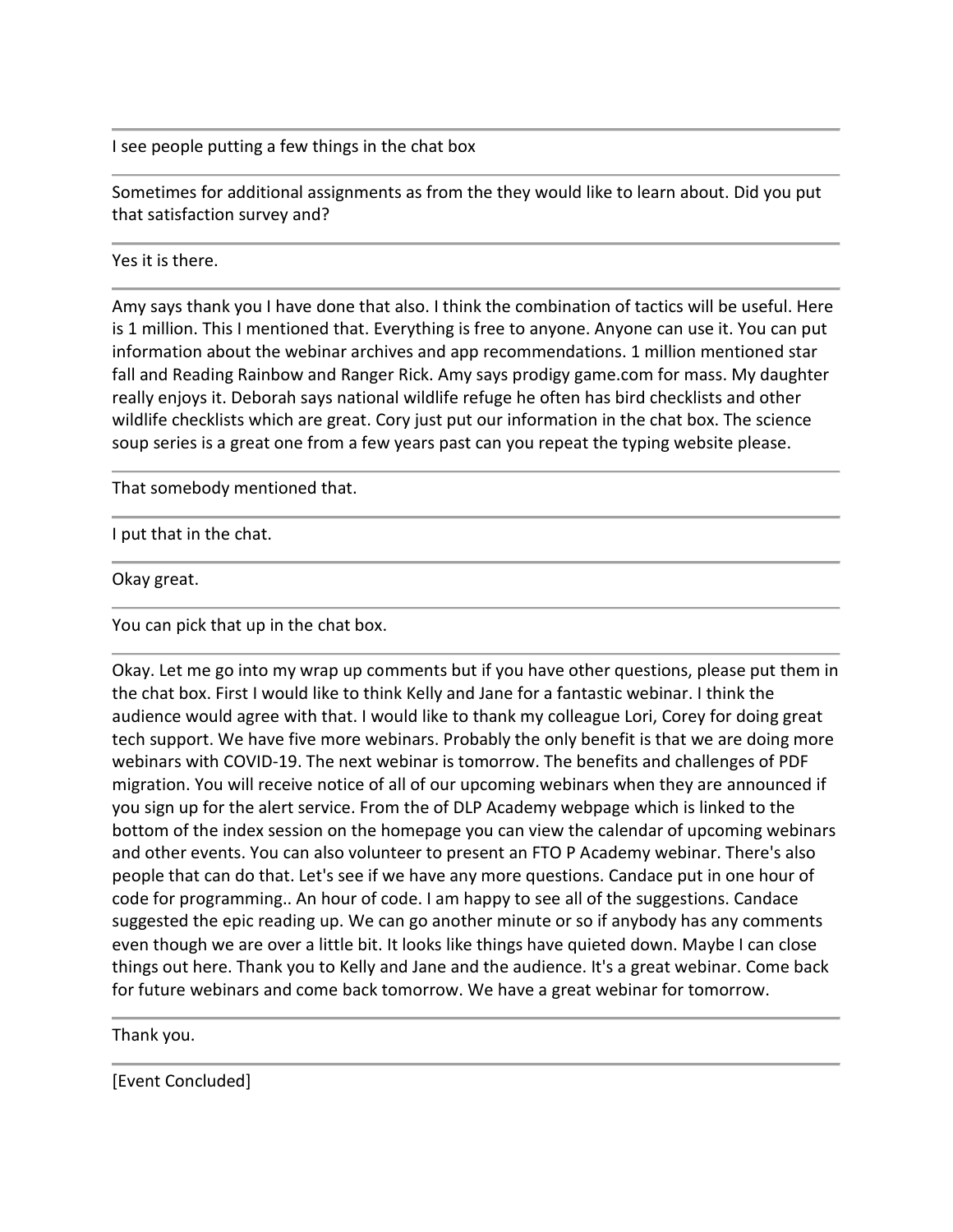I see people putting a few things in the chat box

---

Sometimes for additional assignments as from the they would like to learn about. Did you put that satisfaction survey and?

---

Yes it is there.

---

Amy says thank you I have done that also. I think the combination of tactics will be useful. Here is 1 million. This I mentioned that. Everything is free to anyone. Anyone can use it. You can put information about the webinar archives and app recommendations. 1 million mentioned star fall and Reading Rainbow and Ranger Rick. Amy says prodigy game.com for mass. My daughter really enjoys it. Deborah says national wildlife refuge he often has bird checklists and other wildlife checklists which are great. Cory just put our information in the chat box. The science soup series is a great one from a few years past can you repeat the typing website please.

---

That somebody mentioned that.

---

I put that in the chat.

---

Okay great.

---

You can pick that up in the chat box.

---

Okay. Let me go into my wrap up comments but if you have other questions, please put them in the chat box. First I would like to think Kelly and Jane for a fantastic webinar. I think the audience would agree with that. I would like to thank my colleague Lori, Corey for doing great tech support. We have five more webinars. Probably the only benefit is that we are doing more webinars with COVID-19. The next webinar is tomorrow. The benefits and challenges of PDF migration. You will receive notice of all of our upcoming webinars when they are announced if you sign up for the alert service. From the of DLP Academy webpage which is linked to the bottom of the index session on the homepage you can view the calendar of upcoming webinars and other events. You can also volunteer to present an FTO P Academy webinar. There's also people that can do that. Let's see if we have any more questions. Candace put in one hour of code for programming.. An hour of code. I am happy to see all of the suggestions. Candace suggested the epic reading up. We can go another minute or so if anybody has any comments even though we are over a little bit. It looks like things have quieted down. Maybe I can close things out here. Thank you to Kelly and Jane and the audience. It's a great webinar. Come back for future webinars and come back tomorrow. We have a great webinar for tomorrow.

---

Thank you.

---

[Event Concluded]